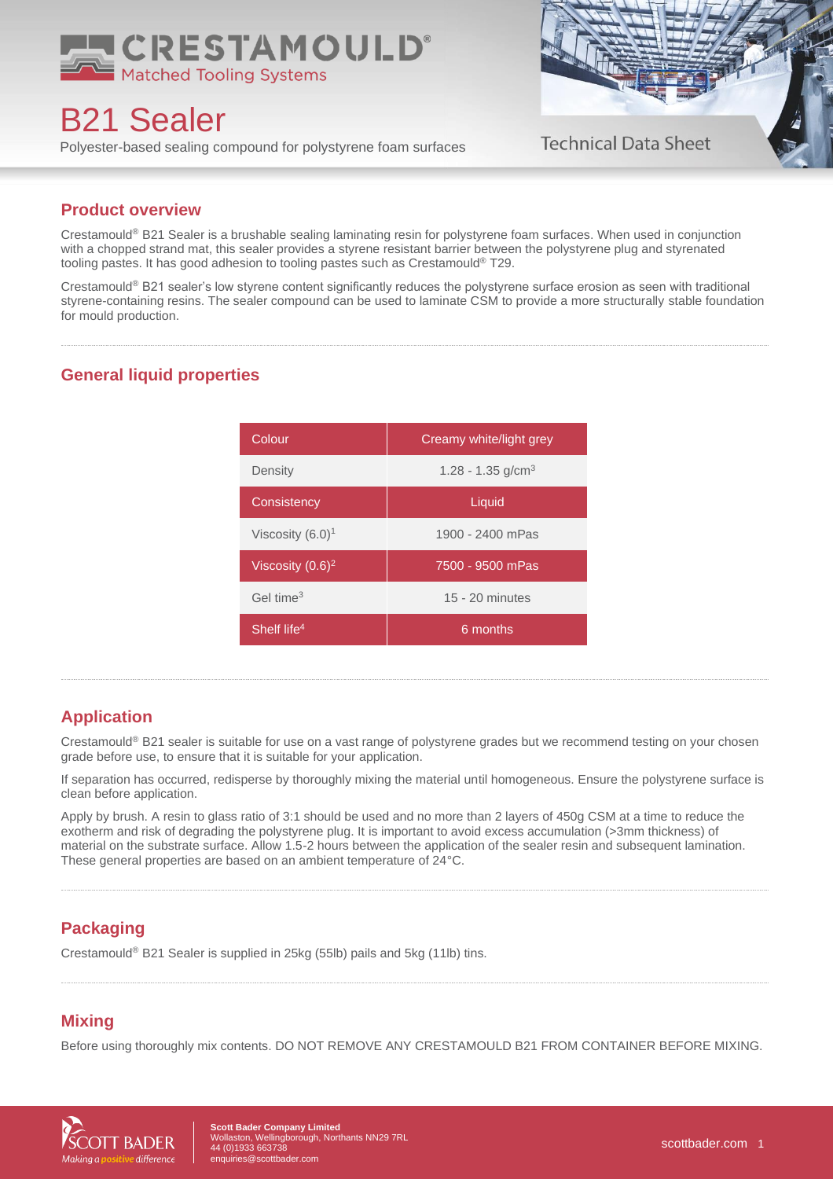# B21 Sealer

Polyester-based sealing compound for polystyrene foam surfaces

Technical Data Sheet

## Product overview

Crestamould® B21 Sealer is a brushable sealing laminating resin for polystyrene foam surfaces. When used in conjunction with a chopped strand mat, this sealer provides a styrene resistant barrier between the polystyrene plug and styrenated tooling pastes. It has good adhesion to tooling pastes such as Crestamould® T29.

Crestamould® B21 sealer's low styrene content significantly reduces the polystyrene surface erosion as seen with traditional styrene-containing resins. The sealer compound can be used to laminate CSM to provide a more structurally stable foundation for mould production.

## General liquid properties

| Colour | Creamy white/light grey |
|---|---|
| Density | 1.28 - 1.35 g/cm$^3$ |
| Consistency | Liquid |
| Viscosity (6.0)[1] | 1900 - 2400 mPas |
| Viscosity (0.6)[2] | 7500 - 9500 mPas |
| Gel time[3] | 15 - 20 minutes |
| Shelf life[4] | 6 months |

## Application

Crestamould® B21 sealer is suitable for use on a vast range of polystyrene grades but we recommend testing on your chosen grade before use, to ensure that it is suitable for your application.

If separation has occurred, redisperse by thoroughly mixing the material until homogeneous. Ensure the polystyrene surface is clean before application.

Apply by brush. A resin to glass ratio of 3:1 should be used and no more than 2 layers of 450g CSM at a time to reduce the exotherm and risk of degrading the polystyrene plug. It is important to avoid excess accumulation (>3mm thickness) of material on the substrate surface. Allow 1.5-2 hours between the application of the sealer resin and subsequent lamination. These general properties are based on an ambient temperature of 24°C.

## Packaging

Crestamould® B21 Sealer is supplied in 25kg (55lb) pails and 5kg (11lb) tins.

## Mixing

Before using thoroughly mix contents. DO NOT REMOVE ANY CRESTAMOULD B21 FROM CONTAINER BEFORE MIXING.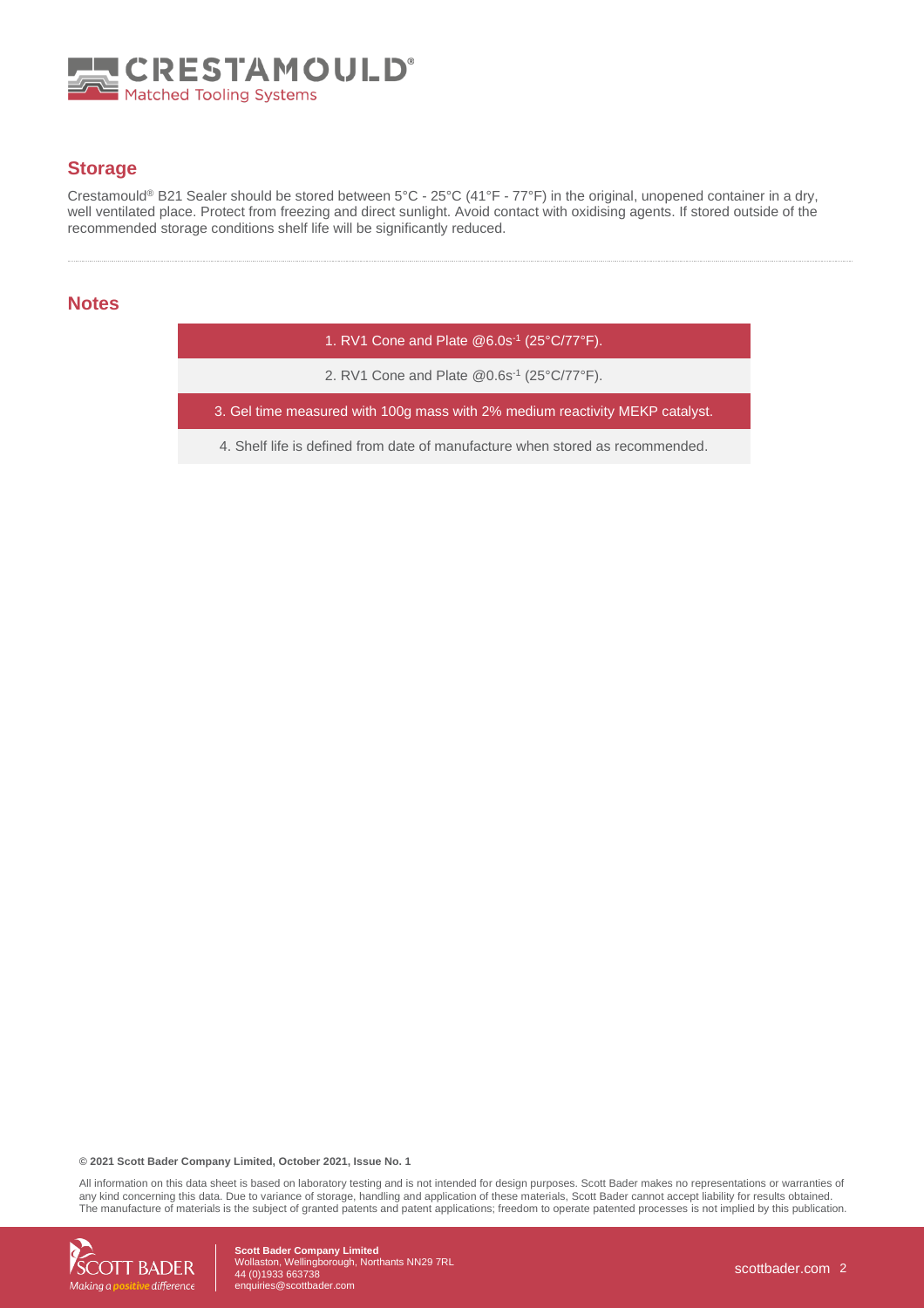## Storage

Crestamould® B21 Sealer should be stored between 5°C - 25°C (41°F - 77°F) in the original, unopened container in a dry, well ventilated place. Protect from freezing and direct sunlight. Avoid contact with oxidising agents. If stored outside of the recommended storage conditions shelf life will be significantly reduced.

## Notes

1. RV1 Cone and Plate @6.0$s^{-1}$ (25°C/77°F).
2. RV1 Cone and Plate @0.6$s^{-1}$ (25°C/77°F).
3. Gel time measured with 100g mass with 2% medium reactivity MEKP catalyst.
4. Shelf life is defined from date of manufacture when stored as recommended.

**© 2021 Scott Bader Company Limited, October 2021, Issue No. 1**

All information on this data sheet is based on laboratory testing and is not intended for design purposes. Scott Bader makes no representations or warranties of any kind concerning this data. Due to variance of storage, handling and application of these materials, Scott Bader cannot accept liability for results obtained. The manufacture of materials is the subject of granted patents and patent applications; freedom to operate patented processes is not implied by this publication.

**Scott Bader Company Limited**
Wollaston, Wellingborough, Northants NN29 7RL
44 (0)1933 663738
enquiries@scottbader.com

scottbader.com